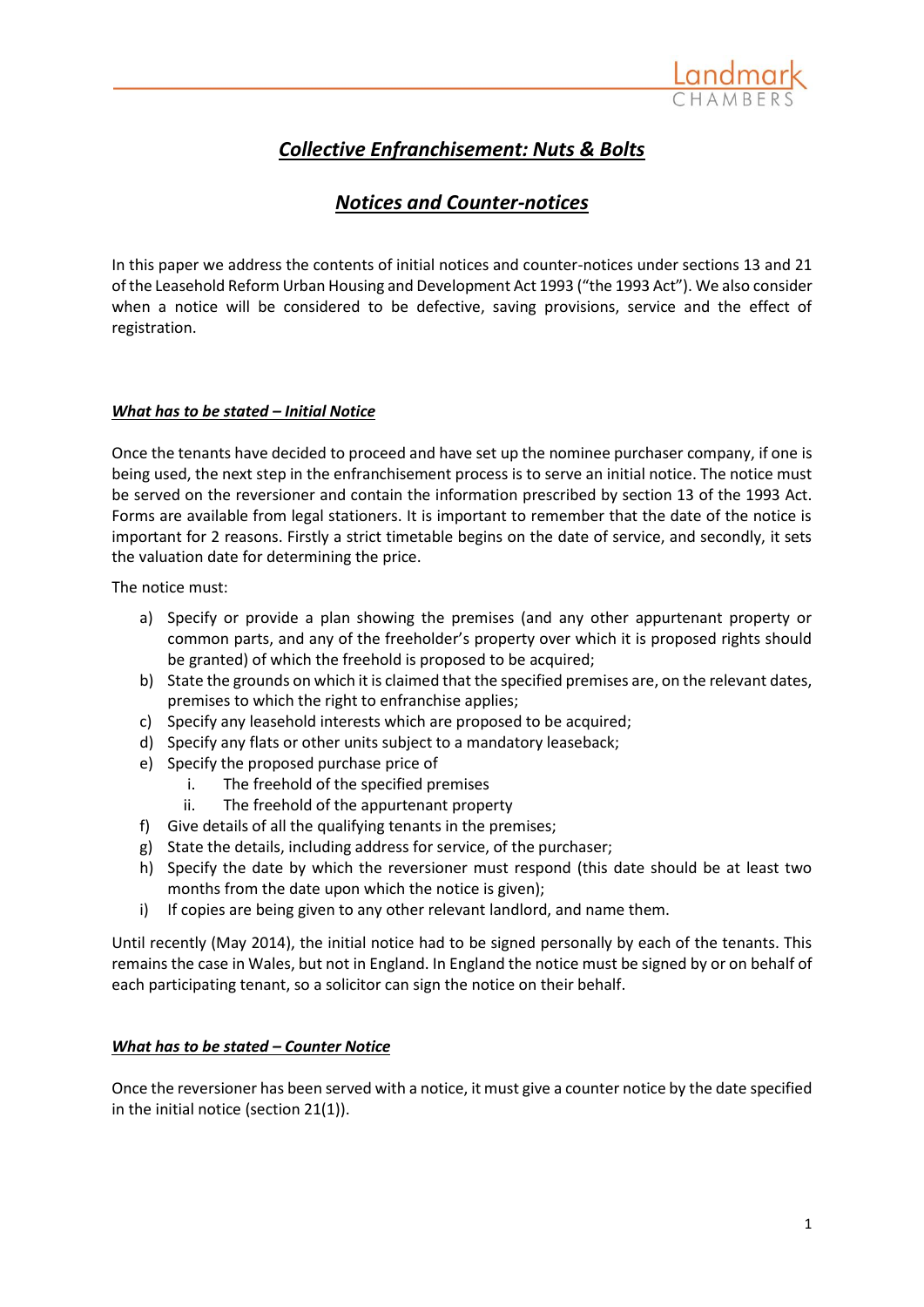# *Collective Enfranchisement: Nuts & Bolts*

## *Notices and Counter-notices*

In this paper we address the contents of initial notices and counter-notices under sections 13 and 21 of the Leasehold Reform Urban Housing and Development Act 1993 ("the 1993 Act"). We also consider when a notice will be considered to be defective, saving provisions, service and the effect of registration.

### *What has to be stated – Initial Notice*

Once the tenants have decided to proceed and have set up the nominee purchaser company, if one is being used, the next step in the enfranchisement process is to serve an initial notice. The notice must be served on the reversioner and contain the information prescribed by section 13 of the 1993 Act. Forms are available from legal stationers. It is important to remember that the date of the notice is important for 2 reasons. Firstly a strict timetable begins on the date of service, and secondly, it sets the valuation date for determining the price.

The notice must:

a) Specify or provide a plan showing the premises (and any other appurtenant property or common parts, and any of the freeholder's property over which it is proposed rights should be granted) of which the freehold is proposed to be acquired;
b) State the grounds on which it is claimed that the specified premises are, on the relevant dates, premises to which the right to enfranchise applies;
c) Specify any leasehold interests which are proposed to be acquired;
d) Specify any flats or other units subject to a mandatory leaseback;
e) Specify the proposed purchase price of
    i. The freehold of the specified premises
    ii. The freehold of the appurtenant property
f) Give details of all the qualifying tenants in the premises;
g) State the details, including address for service, of the purchaser;
h) Specify the date by which the reversioner must respond (this date should be at least two months from the date upon which the notice is given);
i) If copies are being given to any other relevant landlord, and name them.

Until recently (May 2014), the initial notice had to be signed personally by each of the tenants. This remains the case in Wales, but not in England. In England the notice must be signed by or on behalf of each participating tenant, so a solicitor can sign the notice on their behalf.

### *What has to be stated – Counter Notice*

Once the reversioner has been served with a notice, it must give a counter notice by the date specified in the initial notice (section 21(1)).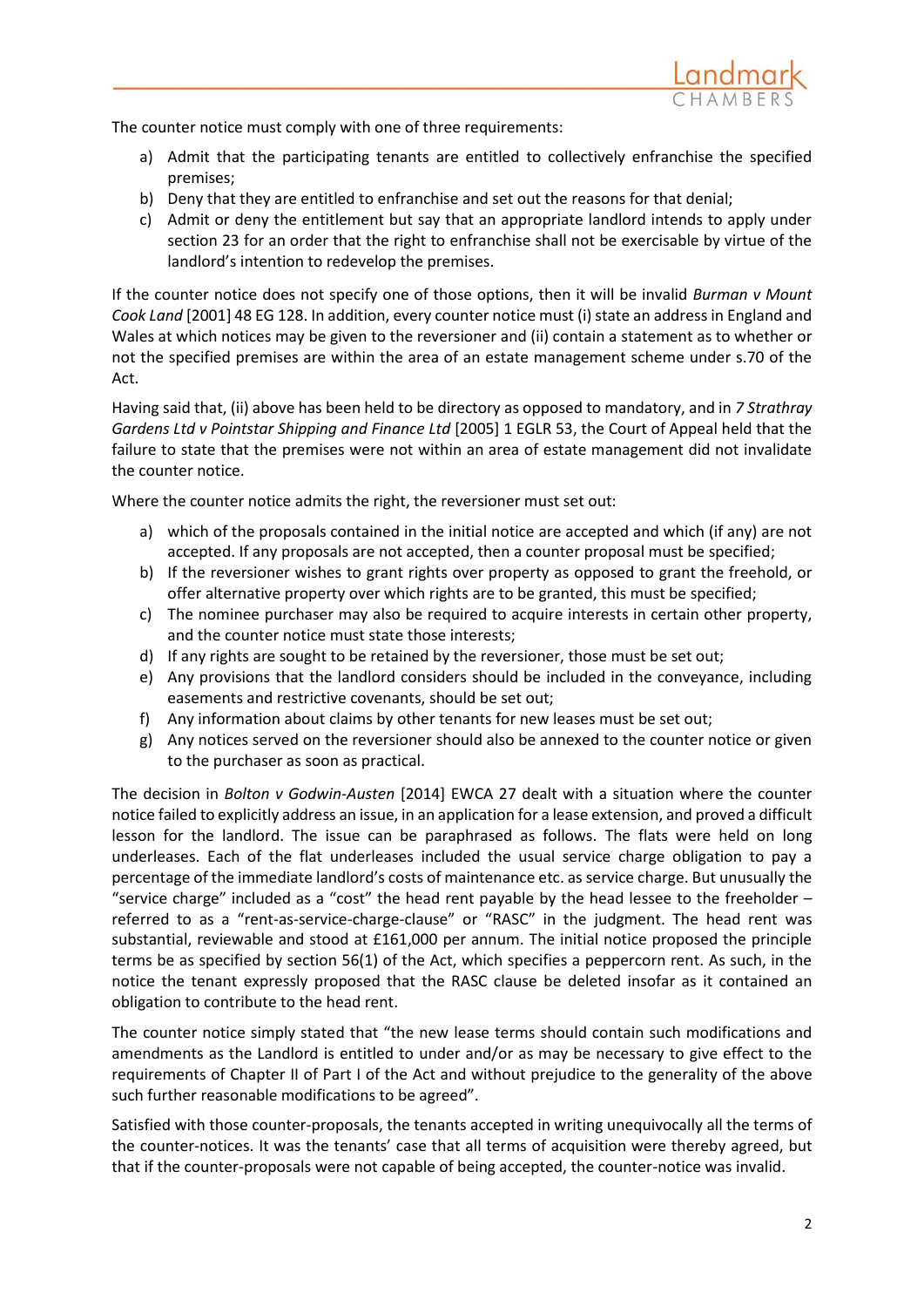The counter notice must comply with one of three requirements:

a) Admit that the participating tenants are entitled to collectively enfranchise the specified premises;
b) Deny that they are entitled to enfranchise and set out the reasons for that denial;
c) Admit or deny the entitlement but say that an appropriate landlord intends to apply under section 23 for an order that the right to enfranchise shall not be exercisable by virtue of the landlord's intention to redevelop the premises.

If the counter notice does not specify one of those options, then it will be invalid *Burman v Mount Cook Land* [2001] 48 EG 128. In addition, every counter notice must (i) state an address in England and Wales at which notices may be given to the reversioner and (ii) contain a statement as to whether or not the specified premises are within the area of an estate management scheme under s.70 of the Act.

Having said that, (ii) above has been held to be directory as opposed to mandatory, and in *7 Strathray Gardens Ltd v Pointstar Shipping and Finance Ltd* [2005] 1 EGLR 53, the Court of Appeal held that the failure to state that the premises were not within an area of estate management did not invalidate the counter notice.

Where the counter notice admits the right, the reversioner must set out:

a) which of the proposals contained in the initial notice are accepted and which (if any) are not accepted. If any proposals are not accepted, then a counter proposal must be specified;
b) If the reversioner wishes to grant rights over property as opposed to grant the freehold, or offer alternative property over which rights are to be granted, this must be specified;
c) The nominee purchaser may also be required to acquire interests in certain other property, and the counter notice must state those interests;
d) If any rights are sought to be retained by the reversioner, those must be set out;
e) Any provisions that the landlord considers should be included in the conveyance, including easements and restrictive covenants, should be set out;
f) Any information about claims by other tenants for new leases must be set out;
g) Any notices served on the reversioner should also be annexed to the counter notice or given to the purchaser as soon as practical.

The decision in *Bolton v Godwin-Austen* [2014] EWCA 27 dealt with a situation where the counter notice failed to explicitly address an issue, in an application for a lease extension, and proved a difficult lesson for the landlord. The issue can be paraphrased as follows. The flats were held on long underleases. Each of the flat underleases included the usual service charge obligation to pay a percentage of the immediate landlord's costs of maintenance etc. as service charge. But unusually the "service charge" included as a "cost" the head rent payable by the head lessee to the freeholder – referred to as a "rent-as-service-charge-clause" or "RASC" in the judgment. The head rent was substantial, reviewable and stood at £161,000 per annum. The initial notice proposed the principle terms be as specified by section 56(1) of the Act, which specifies a peppercorn rent. As such, in the notice the tenant expressly proposed that the RASC clause be deleted insofar as it contained an obligation to contribute to the head rent.

The counter notice simply stated that "the new lease terms should contain such modifications and amendments as the Landlord is entitled to under and/or as may be necessary to give effect to the requirements of Chapter II of Part I of the Act and without prejudice to the generality of the above such further reasonable modifications to be agreed".

Satisfied with those counter-proposals, the tenants accepted in writing unequivocally all the terms of the counter-notices. It was the tenants' case that all terms of acquisition were thereby agreed, but that if the counter-proposals were not capable of being accepted, the counter-notice was invalid.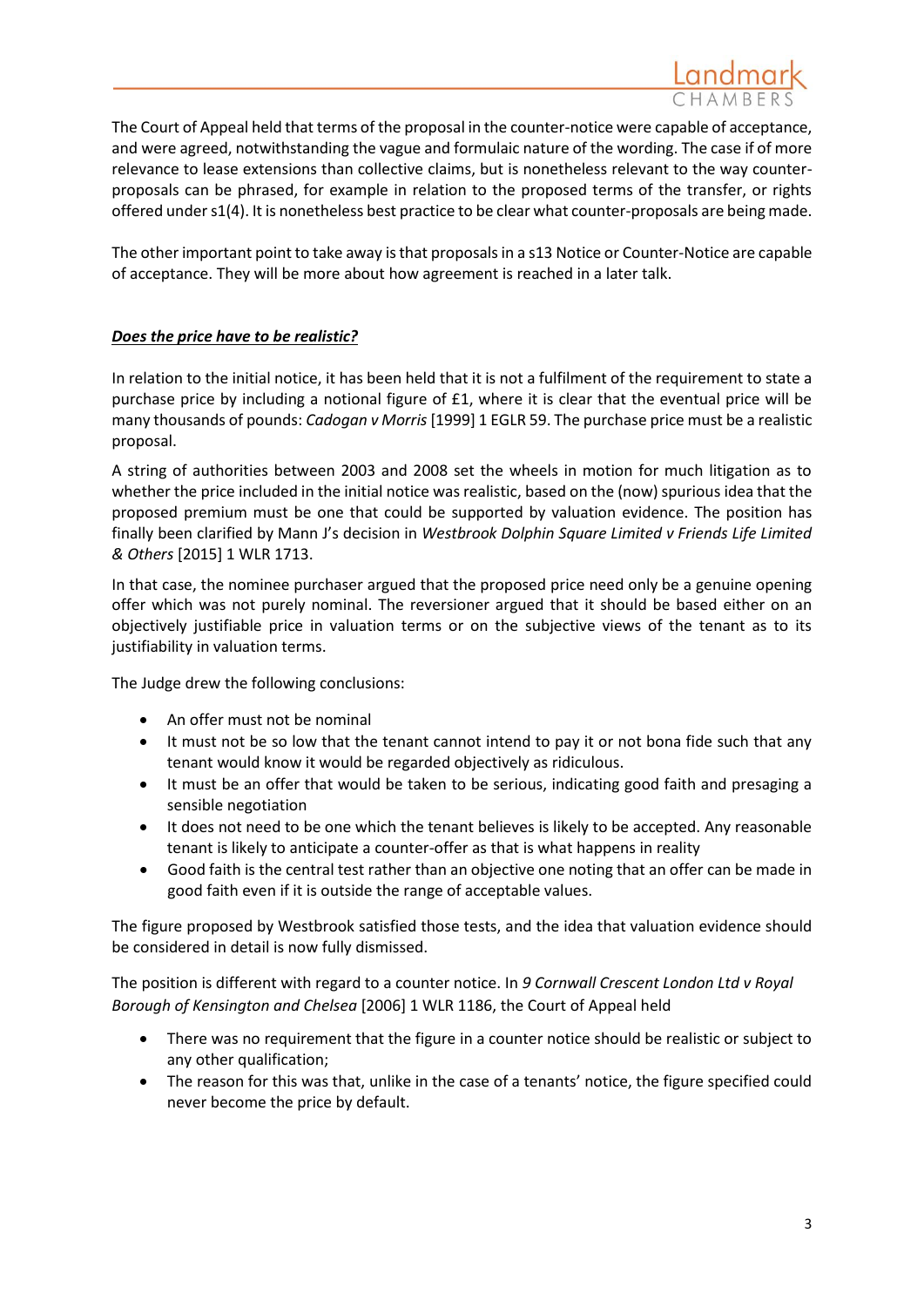The Court of Appeal held that terms of the proposal in the counter-notice were capable of acceptance, and were agreed, notwithstanding the vague and formulaic nature of the wording. The case if of more relevance to lease extensions than collective claims, but is nonetheless relevant to the way counter-proposals can be phrased, for example in relation to the proposed terms of the transfer, or rights offered under s1(4). It is nonetheless best practice to be clear what counter-proposals are being made.

The other important point to take away is that proposals in a s13 Notice or Counter-Notice are capable of acceptance. They will be more about how agreement is reached in a later talk.

***Does the price have to be realistic?***

In relation to the initial notice, it has been held that it is not a fulfilment of the requirement to state a purchase price by including a notional figure of £1, where it is clear that the eventual price will be many thousands of pounds: *Cadogan v Morris* [1999] 1 EGLR 59. The purchase price must be a realistic proposal.

A string of authorities between 2003 and 2008 set the wheels in motion for much litigation as to whether the price included in the initial notice was realistic, based on the (now) spurious idea that the proposed premium must be one that could be supported by valuation evidence. The position has finally been clarified by Mann J's decision in *Westbrook Dolphin Square Limited v Friends Life Limited & Others* [2015] 1 WLR 1713.

In that case, the nominee purchaser argued that the proposed price need only be a genuine opening offer which was not purely nominal. The reversioner argued that it should be based either on an objectively justifiable price in valuation terms or on the subjective views of the tenant as to its justifiability in valuation terms.

The Judge drew the following conclusions:

- An offer must not be nominal
- It must not be so low that the tenant cannot intend to pay it or not bona fide such that any tenant would know it would be regarded objectively as ridiculous.
- It must be an offer that would be taken to be serious, indicating good faith and presaging a sensible negotiation
- It does not need to be one which the tenant believes is likely to be accepted. Any reasonable tenant is likely to anticipate a counter-offer as that is what happens in reality
- Good faith is the central test rather than an objective one noting that an offer can be made in good faith even if it is outside the range of acceptable values.

The figure proposed by Westbrook satisfied those tests, and the idea that valuation evidence should be considered in detail is now fully dismissed.

The position is different with regard to a counter notice. In *9 Cornwall Crescent London Ltd v Royal Borough of Kensington and Chelsea* [2006] 1 WLR 1186, the Court of Appeal held

- There was no requirement that the figure in a counter notice should be realistic or subject to any other qualification;
- The reason for this was that, unlike in the case of a tenants' notice, the figure specified could never become the price by default.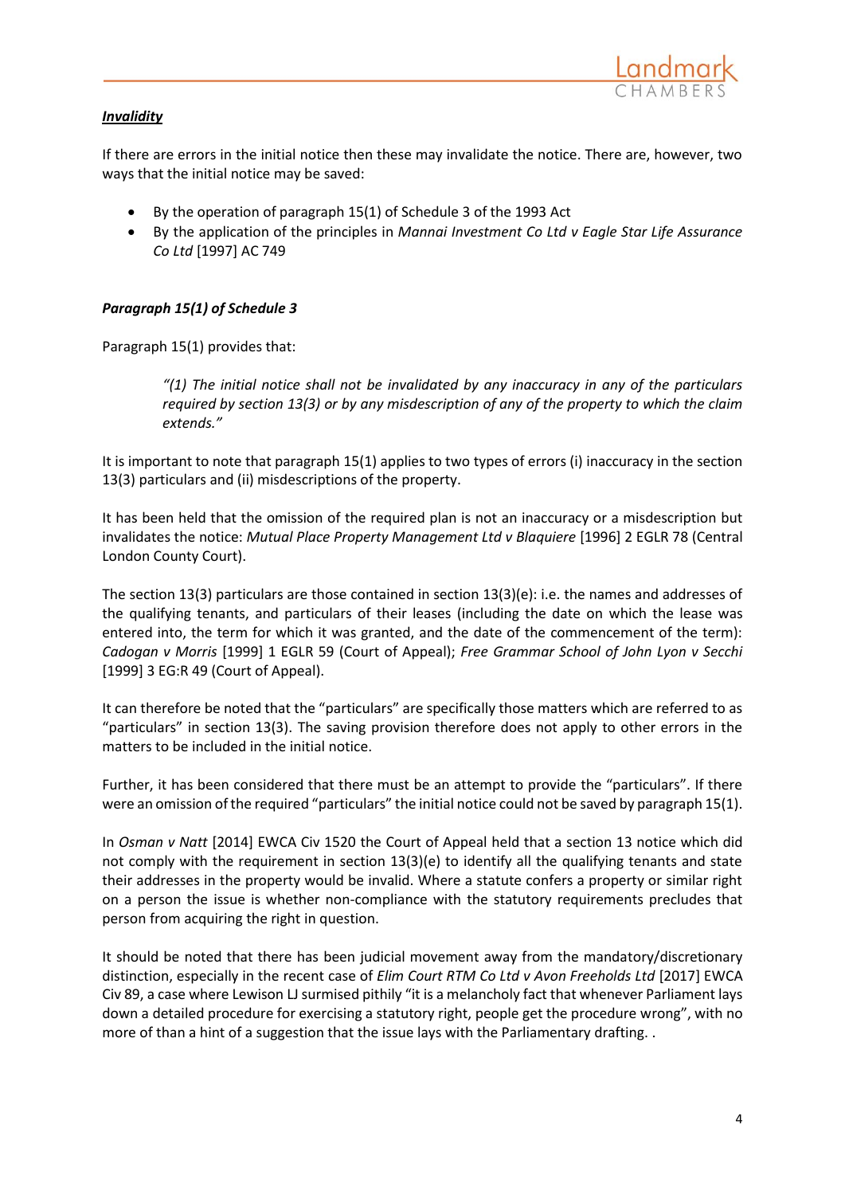***Invalidity***

If there are errors in the initial notice then these may invalidate the notice. There are, however, two ways that the initial notice may be saved:

- By the operation of paragraph 15(1) of Schedule 3 of the 1993 Act
- By the application of the principles in *Mannai Investment Co Ltd v Eagle Star Life Assurance Co Ltd* [1997] AC 749

***Paragraph 15(1) of Schedule 3***

Paragraph 15(1) provides that:

> *"(1) The initial notice shall not be invalidated by any inaccuracy in any of the particulars required by section 13(3) or by any misdescription of any of the property to which the claim extends."*

It is important to note that paragraph 15(1) applies to two types of errors (i) inaccuracy in the section 13(3) particulars and (ii) misdescriptions of the property.

It has been held that the omission of the required plan is not an inaccuracy or a misdescription but invalidates the notice: *Mutual Place Property Management Ltd v Blaquiere* [1996] 2 EGLR 78 (Central London County Court).

The section 13(3) particulars are those contained in section 13(3)(e): i.e. the names and addresses of the qualifying tenants, and particulars of their leases (including the date on which the lease was entered into, the term for which it was granted, and the date of the commencement of the term): *Cadogan v Morris* [1999] 1 EGLR 59 (Court of Appeal); *Free Grammar School of John Lyon v Secchi* [1999] 3 EG:R 49 (Court of Appeal).

It can therefore be noted that the "particulars" are specifically those matters which are referred to as "particulars" in section 13(3). The saving provision therefore does not apply to other errors in the matters to be included in the initial notice.

Further, it has been considered that there must be an attempt to provide the "particulars". If there were an omission of the required "particulars" the initial notice could not be saved by paragraph 15(1).

In *Osman v Natt* [2014] EWCA Civ 1520 the Court of Appeal held that a section 13 notice which did not comply with the requirement in section 13(3)(e) to identify all the qualifying tenants and state their addresses in the property would be invalid. Where a statute confers a property or similar right on a person the issue is whether non-compliance with the statutory requirements precludes that person from acquiring the right in question.

It should be noted that there has been judicial movement away from the mandatory/discretionary distinction, especially in the recent case of *Elim Court RTM Co Ltd v Avon Freeholds Ltd* [2017] EWCA Civ 89, a case where Lewison LJ surmised pithily "it is a melancholy fact that whenever Parliament lays down a detailed procedure for exercising a statutory right, people get the procedure wrong", with no more of than a hint of a suggestion that the issue lays with the Parliamentary drafting. .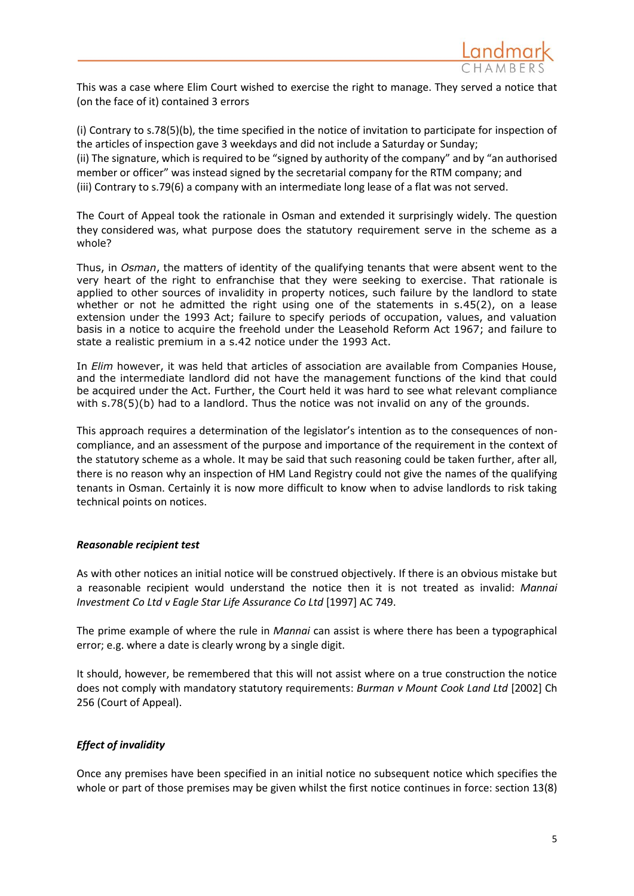This was a case where Elim Court wished to exercise the right to manage. They served a notice that (on the face of it) contained 3 errors

(i) Contrary to s.78(5)(b), the time specified in the notice of invitation to participate for inspection of the articles of inspection gave 3 weekdays and did not include a Saturday or Sunday;
(ii) The signature, which is required to be "signed by authority of the company" and by "an authorised member or officer" was instead signed by the secretarial company for the RTM company; and
(iii) Contrary to s.79(6) a company with an intermediate long lease of a flat was not served.

The Court of Appeal took the rationale in Osman and extended it surprisingly widely. The question they considered was, what purpose does the statutory requirement serve in the scheme as a whole?

Thus, in *Osman*, the matters of identity of the qualifying tenants that were absent went to the very heart of the right to enfranchise that they were seeking to exercise. That rationale is applied to other sources of invalidity in property notices, such failure by the landlord to state whether or not he admitted the right using one of the statements in s.45(2), on a lease extension under the 1993 Act; failure to specify periods of occupation, values, and valuation basis in a notice to acquire the freehold under the Leasehold Reform Act 1967; and failure to state a realistic premium in a s.42 notice under the 1993 Act.

In *Elim* however, it was held that articles of association are available from Companies House, and the intermediate landlord did not have the management functions of the kind that could be acquired under the Act. Further, the Court held it was hard to see what relevant compliance with s.78(5)(b) had to a landlord. Thus the notice was not invalid on any of the grounds.

This approach requires a determination of the legislator's intention as to the consequences of non-compliance, and an assessment of the purpose and importance of the requirement in the context of the statutory scheme as a whole. It may be said that such reasoning could be taken further, after all, there is no reason why an inspection of HM Land Registry could not give the names of the qualifying tenants in Osman. Certainly it is now more difficult to know when to advise landlords to risk taking technical points on notices.

### *Reasonable recipient test*

As with other notices an initial notice will be construed objectively. If there is an obvious mistake but a reasonable recipient would understand the notice then it is not treated as invalid: *Mannai Investment Co Ltd v Eagle Star Life Assurance Co Ltd* [1997] AC 749.

The prime example of where the rule in *Mannai* can assist is where there has been a typographical error; e.g. where a date is clearly wrong by a single digit.

It should, however, be remembered that this will not assist where on a true construction the notice does not comply with mandatory statutory requirements: *Burman v Mount Cook Land Ltd* [2002] Ch 256 (Court of Appeal).

### *Effect of invalidity*

Once any premises have been specified in an initial notice no subsequent notice which specifies the whole or part of those premises may be given whilst the first notice continues in force: section 13(8)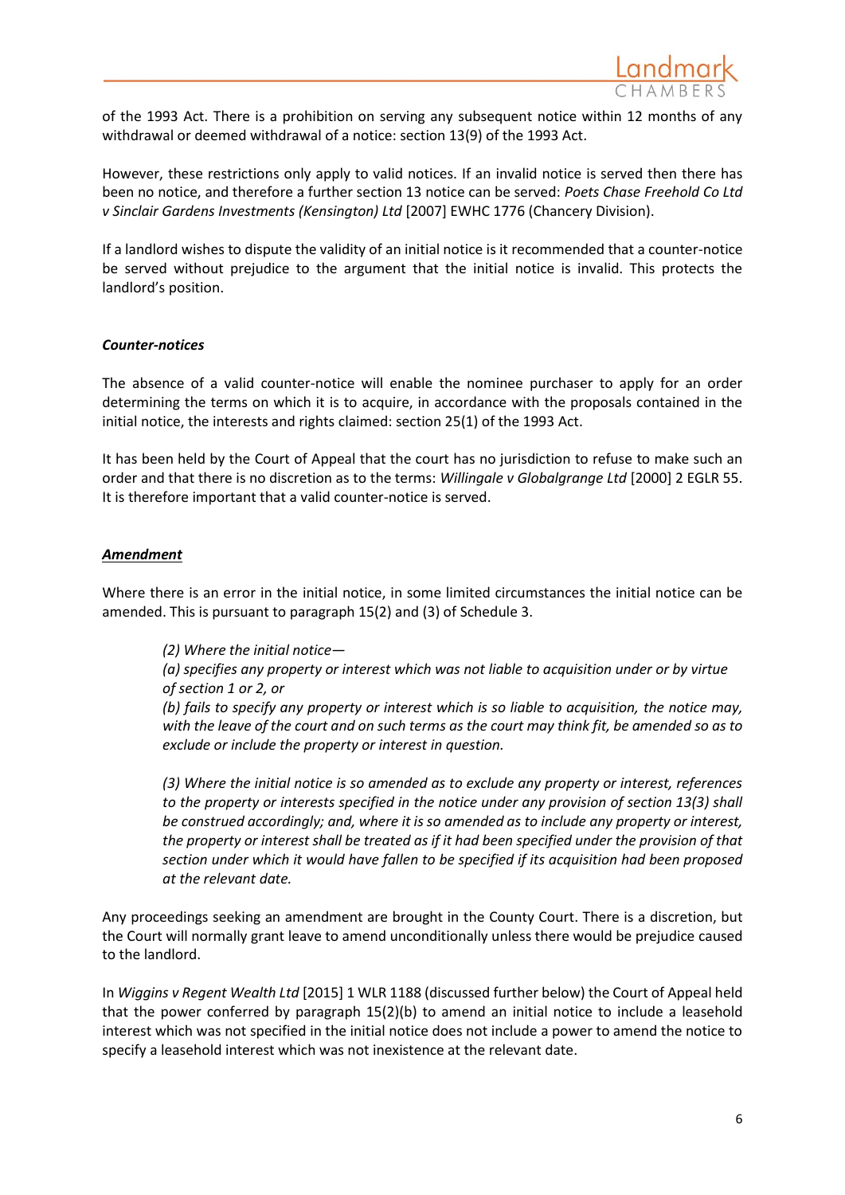of the 1993 Act. There is a prohibition on serving any subsequent notice within 12 months of any withdrawal or deemed withdrawal of a notice: section 13(9) of the 1993 Act.

However, these restrictions only apply to valid notices. If an invalid notice is served then there has been no notice, and therefore a further section 13 notice can be served: *Poets Chase Freehold Co Ltd v Sinclair Gardens Investments (Kensington) Ltd* [2007] EWHC 1776 (Chancery Division).

If a landlord wishes to dispute the validity of an initial notice is it recommended that a counter-notice be served without prejudice to the argument that the initial notice is invalid. This protects the landlord's position.

***Counter-notices***

The absence of a valid counter-notice will enable the nominee purchaser to apply for an order determining the terms on which it is to acquire, in accordance with the proposals contained in the initial notice, the interests and rights claimed: section 25(1) of the 1993 Act.

It has been held by the Court of Appeal that the court has no jurisdiction to refuse to make such an order and that there is no discretion as to the terms: *Willingale v Globalgrange Ltd* [2000] 2 EGLR 55. It is therefore important that a valid counter-notice is served.

***<u>Amendment</u>***

Where there is an error in the initial notice, in some limited circumstances the initial notice can be amended. This is pursuant to paragraph 15(2) and (3) of Schedule 3.

> *(2) Where the initial notice—*
> *(a) specifies any property or interest which was not liable to acquisition under or by virtue of section 1 or 2, or*
> *(b) fails to specify any property or interest which is so liable to acquisition, the notice may, with the leave of the court and on such terms as the court may think fit, be amended so as to exclude or include the property or interest in question.*
>
> *(3) Where the initial notice is so amended as to exclude any property or interest, references to the property or interests specified in the notice under any provision of section 13(3) shall be construed accordingly; and, where it is so amended as to include any property or interest, the property or interest shall be treated as if it had been specified under the provision of that section under which it would have fallen to be specified if its acquisition had been proposed at the relevant date.*

Any proceedings seeking an amendment are brought in the County Court. There is a discretion, but the Court will normally grant leave to amend unconditionally unless there would be prejudice caused to the landlord.

In *Wiggins v Regent Wealth Ltd* [2015] 1 WLR 1188 (discussed further below) the Court of Appeal held that the power conferred by paragraph 15(2)(b) to amend an initial notice to include a leasehold interest which was not specified in the initial notice does not include a power to amend the notice to specify a leasehold interest which was not inexistence at the relevant date.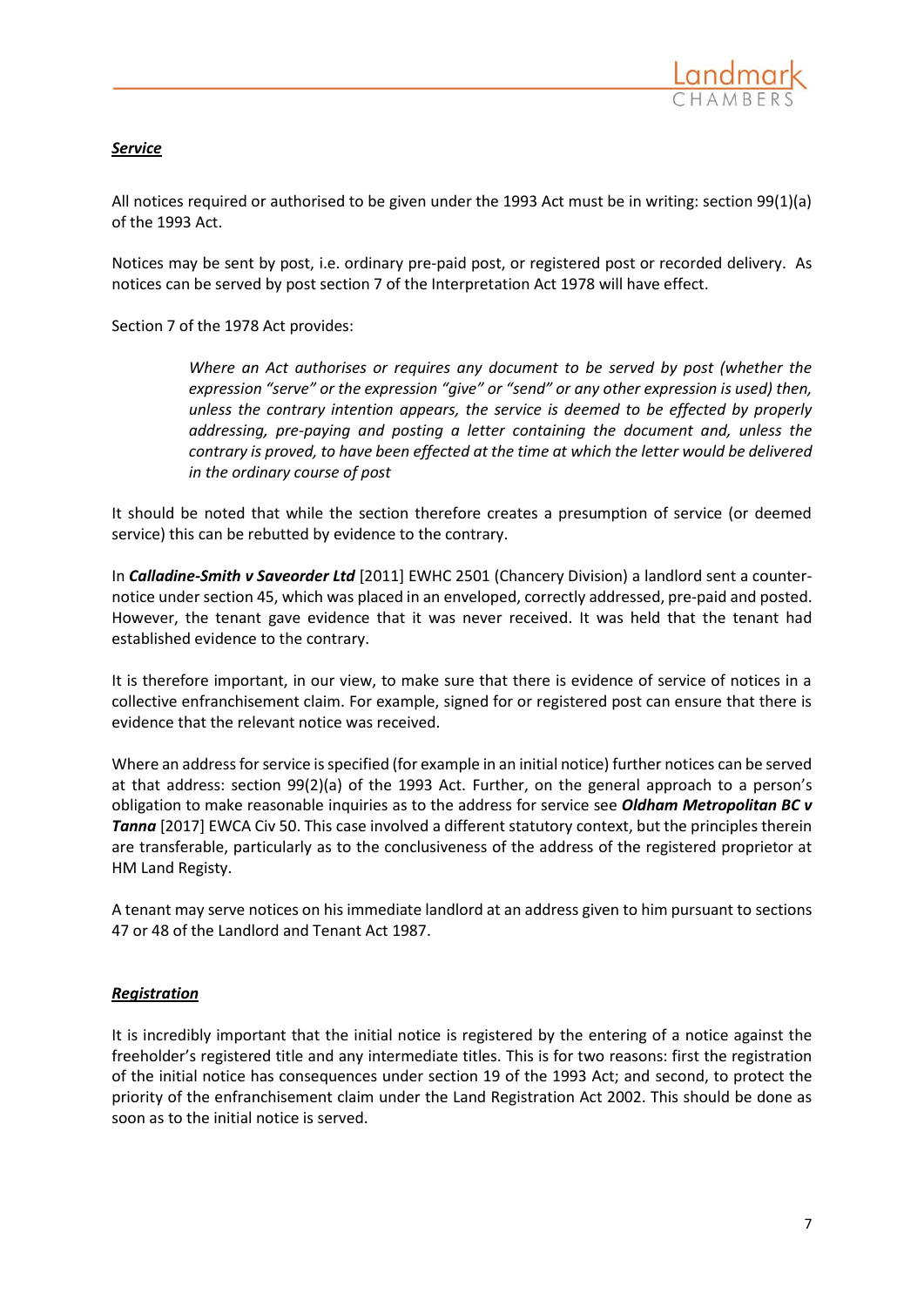***Service***

All notices required or authorised to be given under the 1993 Act must be in writing: section 99(1)(a) of the 1993 Act.

Notices may be sent by post, i.e. ordinary pre-paid post, or registered post or recorded delivery. As notices can be served by post section 7 of the Interpretation Act 1978 will have effect.

Section 7 of the 1978 Act provides:

> *Where an Act authorises or requires any document to be served by post (whether the expression "serve" or the expression "give" or "send" or any other expression is used) then, unless the contrary intention appears, the service is deemed to be effected by properly addressing, pre-paying and posting a letter containing the document and, unless the contrary is proved, to have been effected at the time at which the letter would be delivered in the ordinary course of post*

It should be noted that while the section therefore creates a presumption of service (or deemed service) this can be rebutted by evidence to the contrary.

In ***Calladine-Smith v Saveorder Ltd*** [2011] EWHC 2501 (Chancery Division) a landlord sent a counter-notice under section 45, which was placed in an enveloped, correctly addressed, pre-paid and posted. However, the tenant gave evidence that it was never received. It was held that the tenant had established evidence to the contrary.

It is therefore important, in our view, to make sure that there is evidence of service of notices in a collective enfranchisement claim. For example, signed for or registered post can ensure that there is evidence that the relevant notice was received.

Where an address for service is specified (for example in an initial notice) further notices can be served at that address: section 99(2)(a) of the 1993 Act. Further, on the general approach to a person's obligation to make reasonable inquiries as to the address for service see ***Oldham Metropolitan BC v Tanna*** [2017] EWCA Civ 50. This case involved a different statutory context, but the principles therein are transferable, particularly as to the conclusiveness of the address of the registered proprietor at HM Land Registy.

A tenant may serve notices on his immediate landlord at an address given to him pursuant to sections 47 or 48 of the Landlord and Tenant Act 1987.

***Registration***

It is incredibly important that the initial notice is registered by the entering of a notice against the freeholder's registered title and any intermediate titles. This is for two reasons: first the registration of the initial notice has consequences under section 19 of the 1993 Act; and second, to protect the priority of the enfranchisement claim under the Land Registration Act 2002. This should be done as soon as to the initial notice is served.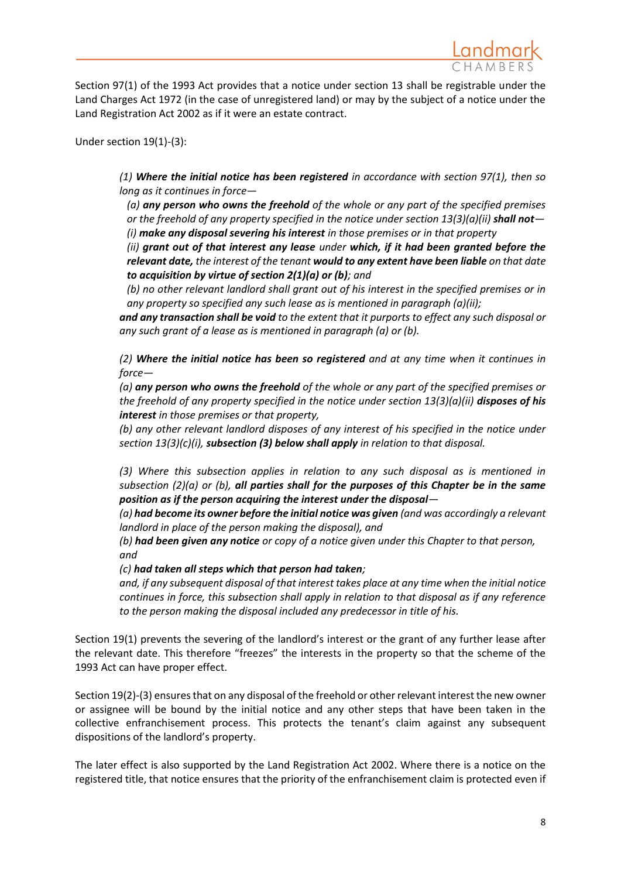Section 97(1) of the 1993 Act provides that a notice under section 13 shall be registrable under the Land Charges Act 1972 (in the case of unregistered land) or may by the subject of a notice under the Land Registration Act 2002 as if it were an estate contract.

Under section 19(1)-(3):

> *(1) **Where the initial notice has been registered** in accordance with section 97(1), then so long as it continues in force—*
>
> *(a) **any person who owns the freehold** of the whole or any part of the specified premises or the freehold of any property specified in the notice under section 13(3)(a)(ii) **shall not**—*
>
> *(i) **make any disposal severing his interest** in those premises or in that property*
>
> *(ii) **grant out of that interest any lease** under **which, if it had been granted before the relevant date,** the interest of the tenant **would to any extent have been liable** on that date **to acquisition by virtue of section 2(1)(a) or (b)**; and*
>
> *(b) no other relevant landlord shall grant out of his interest in the specified premises or in any property so specified any such lease as is mentioned in paragraph (a)(ii);*
>
> ***and any transaction shall be void** to the extent that it purports to effect any such disposal or any such grant of a lease as is mentioned in paragraph (a) or (b).*
>
> *(2) **Where the initial notice has been so registered** and at any time when it continues in force—*
>
> *(a) **any person who owns the freehold** of the whole or any part of the specified premises or the freehold of any property specified in the notice under section 13(3)(a)(ii) **disposes of his interest** in those premises or that property,*
>
> *(b) any other relevant landlord disposes of any interest of his specified in the notice under section 13(3)(c)(i), **subsection (3) below shall apply** in relation to that disposal.*
>
> *(3) Where this subsection applies in relation to any such disposal as is mentioned in subsection (2)(a) or (b), **all parties shall for the purposes of this Chapter be in the same position as if the person acquiring the interest under the disposal**—*
>
> *(a) **had become its owner before the initial notice was given** (and was accordingly a relevant landlord in place of the person making the disposal), and*
>
> *(b) **had been given any notice** or copy of a notice given under this Chapter to that person, and*
>
> *(c) **had taken all steps which that person had taken**;*
>
> *and, if any subsequent disposal of that interest takes place at any time when the initial notice continues in force, this subsection shall apply in relation to that disposal as if any reference to the person making the disposal included any predecessor in title of his.*

Section 19(1) prevents the severing of the landlord's interest or the grant of any further lease after the relevant date. This therefore "freezes" the interests in the property so that the scheme of the 1993 Act can have proper effect.

Section 19(2)-(3) ensures that on any disposal of the freehold or other relevant interest the new owner or assignee will be bound by the initial notice and any other steps that have been taken in the collective enfranchisement process. This protects the tenant's claim against any subsequent dispositions of the landlord's property.

The later effect is also supported by the Land Registration Act 2002. Where there is a notice on the registered title, that notice ensures that the priority of the enfranchisement claim is protected even if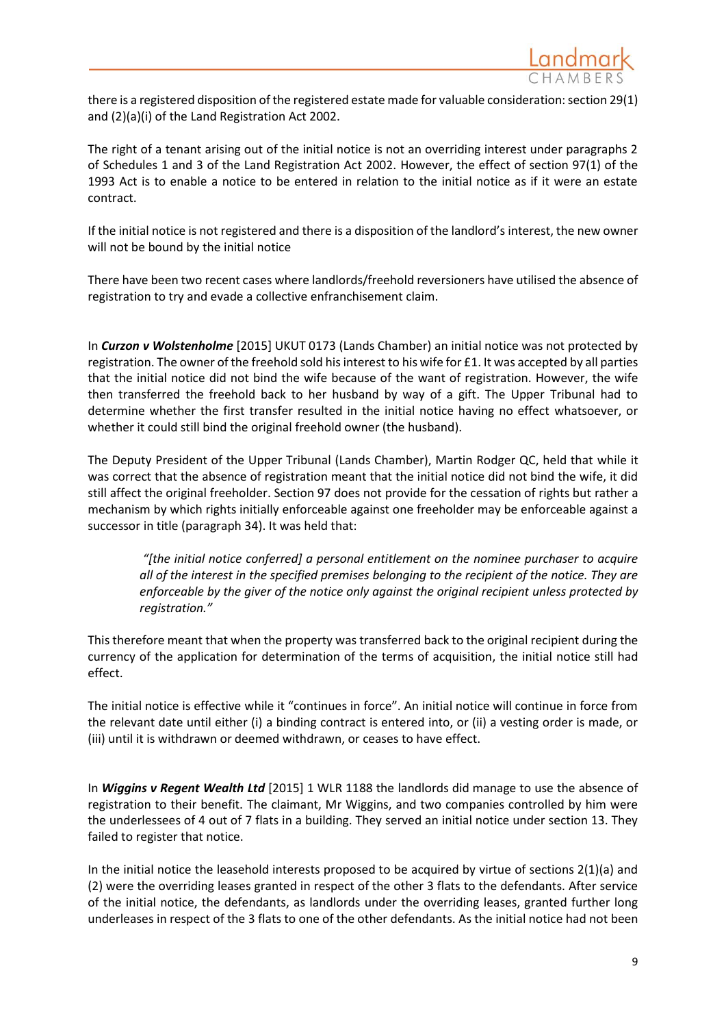there is a registered disposition of the registered estate made for valuable consideration: section 29(1) and (2)(a)(i) of the Land Registration Act 2002.

The right of a tenant arising out of the initial notice is not an overriding interest under paragraphs 2 of Schedules 1 and 3 of the Land Registration Act 2002. However, the effect of section 97(1) of the 1993 Act is to enable a notice to be entered in relation to the initial notice as if it were an estate contract.

If the initial notice is not registered and there is a disposition of the landlord's interest, the new owner will not be bound by the initial notice

There have been two recent cases where landlords/freehold reversioners have utilised the absence of registration to try and evade a collective enfranchisement claim.

In ***Curzon v Wolstenholme*** [2015] UKUT 0173 (Lands Chamber) an initial notice was not protected by registration. The owner of the freehold sold his interest to his wife for £1. It was accepted by all parties that the initial notice did not bind the wife because of the want of registration. However, the wife then transferred the freehold back to her husband by way of a gift. The Upper Tribunal had to determine whether the first transfer resulted in the initial notice having no effect whatsoever, or whether it could still bind the original freehold owner (the husband).

The Deputy President of the Upper Tribunal (Lands Chamber), Martin Rodger QC, held that while it was correct that the absence of registration meant that the initial notice did not bind the wife, it did still affect the original freeholder. Section 97 does not provide for the cessation of rights but rather a mechanism by which rights initially enforceable against one freeholder may be enforceable against a successor in title (paragraph 34). It was held that:

> *"[the initial notice conferred] a personal entitlement on the nominee purchaser to acquire all of the interest in the specified premises belonging to the recipient of the notice. They are enforceable by the giver of the notice only against the original recipient unless protected by registration."*

This therefore meant that when the property was transferred back to the original recipient during the currency of the application for determination of the terms of acquisition, the initial notice still had effect.

The initial notice is effective while it "continues in force". An initial notice will continue in force from the relevant date until either (i) a binding contract is entered into, or (ii) a vesting order is made, or (iii) until it is withdrawn or deemed withdrawn, or ceases to have effect.

In ***Wiggins v Regent Wealth Ltd*** [2015] 1 WLR 1188 the landlords did manage to use the absence of registration to their benefit. The claimant, Mr Wiggins, and two companies controlled by him were the underlessees of 4 out of 7 flats in a building. They served an initial notice under section 13. They failed to register that notice.

In the initial notice the leasehold interests proposed to be acquired by virtue of sections 2(1)(a) and (2) were the overriding leases granted in respect of the other 3 flats to the defendants. After service of the initial notice, the defendants, as landlords under the overriding leases, granted further long underleases in respect of the 3 flats to one of the other defendants. As the initial notice had not been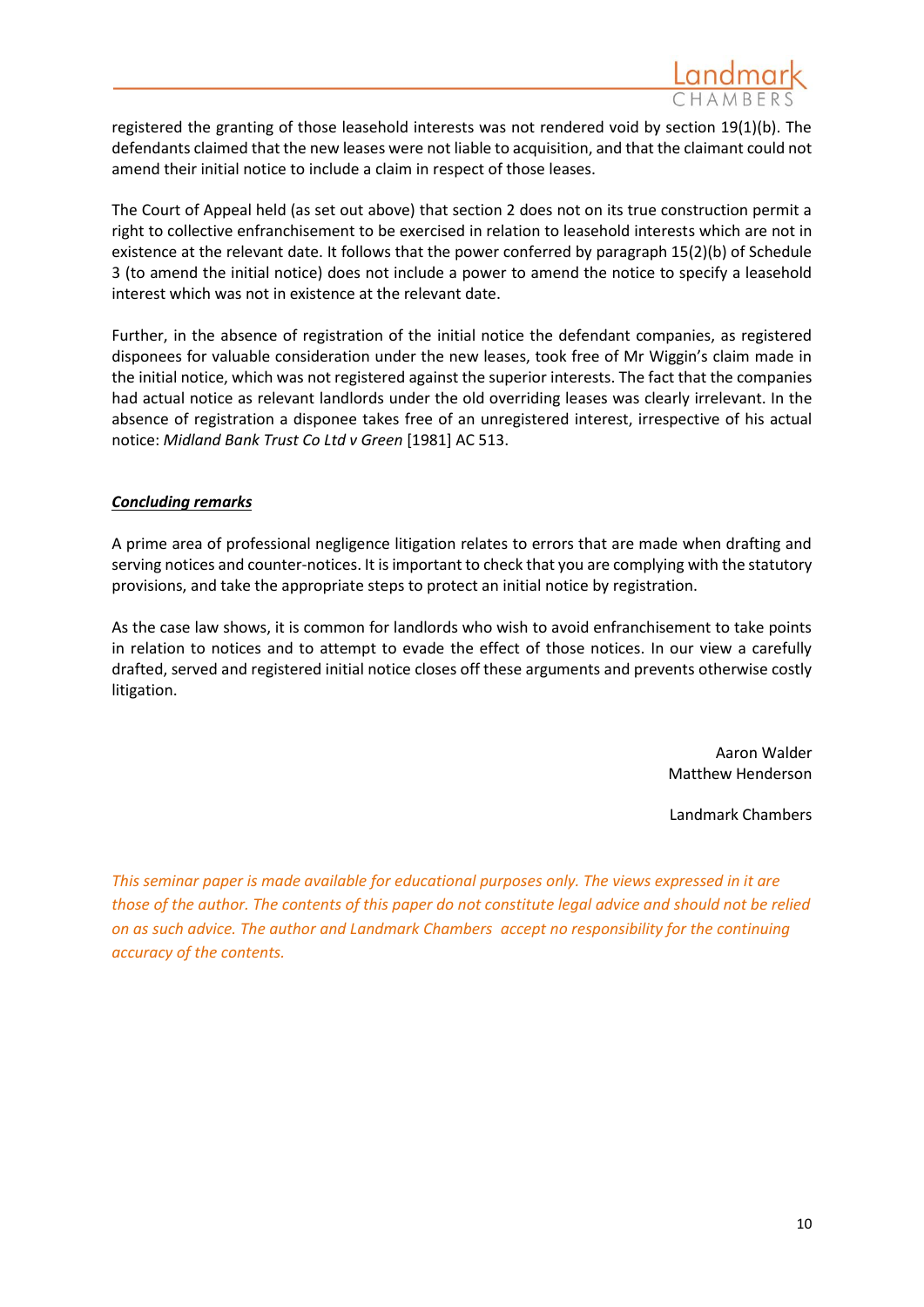registered the granting of those leasehold interests was not rendered void by section 19(1)(b). The defendants claimed that the new leases were not liable to acquisition, and that the claimant could not amend their initial notice to include a claim in respect of those leases.

The Court of Appeal held (as set out above) that section 2 does not on its true construction permit a right to collective enfranchisement to be exercised in relation to leasehold interests which are not in existence at the relevant date. It follows that the power conferred by paragraph 15(2)(b) of Schedule 3 (to amend the initial notice) does not include a power to amend the notice to specify a leasehold interest which was not in existence at the relevant date.

Further, in the absence of registration of the initial notice the defendant companies, as registered disponees for valuable consideration under the new leases, took free of Mr Wiggin's claim made in the initial notice, which was not registered against the superior interests. The fact that the companies had actual notice as relevant landlords under the old overriding leases was clearly irrelevant. In the absence of registration a disponee takes free of an unregistered interest, irrespective of his actual notice: *Midland Bank Trust Co Ltd v Green* [1981] AC 513.

***Concluding remarks***

A prime area of professional negligence litigation relates to errors that are made when drafting and serving notices and counter-notices. It is important to check that you are complying with the statutory provisions, and take the appropriate steps to protect an initial notice by registration.

As the case law shows, it is common for landlords who wish to avoid enfranchisement to take points in relation to notices and to attempt to evade the effect of those notices. In our view a carefully drafted, served and registered initial notice closes off these arguments and prevents otherwise costly litigation.

Aaron Walder
Matthew Henderson

Landmark Chambers

*This seminar paper is made available for educational purposes only. The views expressed in it are those of the author. The contents of this paper do not constitute legal advice and should not be relied on as such advice. The author and Landmark Chambers accept no responsibility for the continuing accuracy of the contents.*